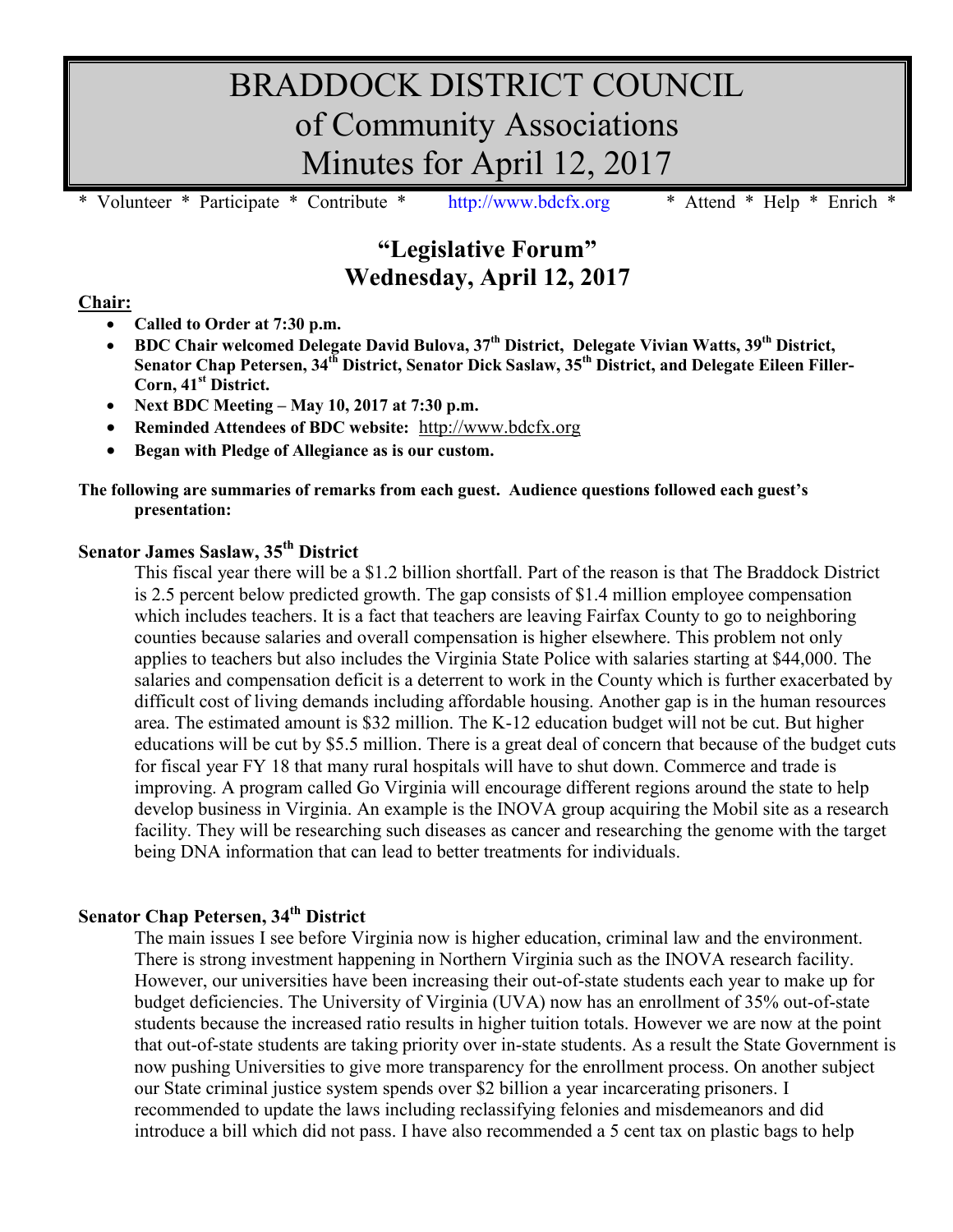# BRADDOCK DISTRICT COUNCIL
# of Community Associations
# Minutes for April 12, 2017

\* Volunteer \* Participate \* Contribute \* http://www.bdcfx.org \* Attend \* Help \* Enrich \*

## "Legislative Forum"
## Wednesday, April 12, 2017

**Chair:**

- **Called to Order at 7:30 p.m.**
- **BDC Chair welcomed Delegate David Bulova, 37th District, Delegate Vivian Watts, 39th District, Senator Chap Petersen, 34th District, Senator Dick Saslaw, 35th District, and Delegate Eileen Filler-Corn, 41st District.**
- **Next BDC Meeting – May 10, 2017 at 7:30 p.m.**
- **Reminded Attendees of BDC website:** http://www.bdcfx.org
- **Began with Pledge of Allegiance as is our custom.**

**The following are summaries of remarks from each guest. Audience questions followed each guest's presentation:**

### Senator James Saslaw, 35th District

This fiscal year there will be a $1.2 billion shortfall. Part of the reason is that The Braddock District is 2.5 percent below predicted growth. The gap consists of $1.4 million employee compensation which includes teachers. It is a fact that teachers are leaving Fairfax County to go to neighboring counties because salaries and overall compensation is higher elsewhere. This problem not only applies to teachers but also includes the Virginia State Police with salaries starting at $44,000. The salaries and compensation deficit is a deterrent to work in the County which is further exacerbated by difficult cost of living demands including affordable housing. Another gap is in the human resources area. The estimated amount is $32 million. The K-12 education budget will not be cut. But higher educations will be cut by $5.5 million. There is a great deal of concern that because of the budget cuts for fiscal year FY 18 that many rural hospitals will have to shut down. Commerce and trade is improving. A program called Go Virginia will encourage different regions around the state to help develop business in Virginia. An example is the INOVA group acquiring the Mobil site as a research facility. They will be researching such diseases as cancer and researching the genome with the target being DNA information that can lead to better treatments for individuals.

### Senator Chap Petersen, 34th District

The main issues I see before Virginia now is higher education, criminal law and the environment. There is strong investment happening in Northern Virginia such as the INOVA research facility. However, our universities have been increasing their out-of-state students each year to make up for budget deficiencies. The University of Virginia (UVA) now has an enrollment of 35% out-of-state students because the increased ratio results in higher tuition totals. However we are now at the point that out-of-state students are taking priority over in-state students. As a result the State Government is now pushing Universities to give more transparency for the enrollment process. On another subject our State criminal justice system spends over $2 billion a year incarcerating prisoners. I recommended to update the laws including reclassifying felonies and misdemeanors and did introduce a bill which did not pass. I have also recommended a 5 cent tax on plastic bags to help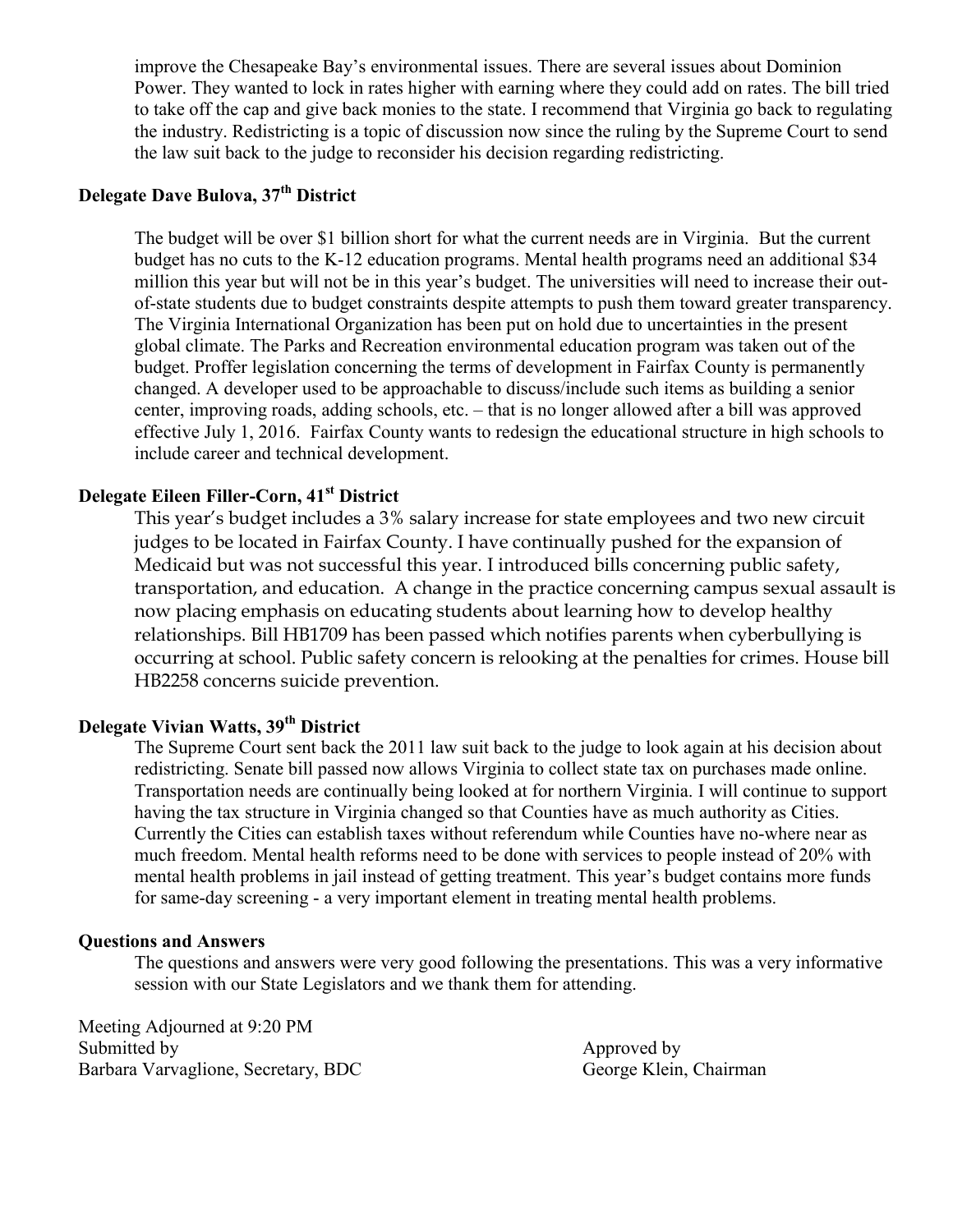improve the Chesapeake Bay's environmental issues. There are several issues about Dominion Power. They wanted to lock in rates higher with earning where they could add on rates. The bill tried to take off the cap and give back monies to the state. I recommend that Virginia go back to regulating the industry. Redistricting is a topic of discussion now since the ruling by the Supreme Court to send the law suit back to the judge to reconsider his decision regarding redistricting.

**Delegate Dave Bulova, 37th District**

The budget will be over $1 billion short for what the current needs are in Virginia. But the current budget has no cuts to the K-12 education programs. Mental health programs need an additional $34 million this year but will not be in this year's budget. The universities will need to increase their out-of-state students due to budget constraints despite attempts to push them toward greater transparency. The Virginia International Organization has been put on hold due to uncertainties in the present global climate. The Parks and Recreation environmental education program was taken out of the budget. Proffer legislation concerning the terms of development in Fairfax County is permanently changed. A developer used to be approachable to discuss/include such items as building a senior center, improving roads, adding schools, etc. – that is no longer allowed after a bill was approved effective July 1, 2016. Fairfax County wants to redesign the educational structure in high schools to include career and technical development.

**Delegate Eileen Filler-Corn, 41st District**

This year's budget includes a 3% salary increase for state employees and two new circuit judges to be located in Fairfax County. I have continually pushed for the expansion of Medicaid but was not successful this year. I introduced bills concerning public safety, transportation, and education. A change in the practice concerning campus sexual assault is now placing emphasis on educating students about learning how to develop healthy relationships. Bill HB1709 has been passed which notifies parents when cyberbullying is occurring at school. Public safety concern is relooking at the penalties for crimes. House bill HB2258 concerns suicide prevention.

**Delegate Vivian Watts, 39th District**

The Supreme Court sent back the 2011 law suit back to the judge to look again at his decision about redistricting. Senate bill passed now allows Virginia to collect state tax on purchases made online. Transportation needs are continually being looked at for northern Virginia. I will continue to support having the tax structure in Virginia changed so that Counties have as much authority as Cities. Currently the Cities can establish taxes without referendum while Counties have no-where near as much freedom. Mental health reforms need to be done with services to people instead of 20% with mental health problems in jail instead of getting treatment. This year's budget contains more funds for same-day screening - a very important element in treating mental health problems.

**Questions and Answers**

The questions and answers were very good following the presentations. This was a very informative session with our State Legislators and we thank them for attending.

Meeting Adjourned at 9:20 PM

Submitted by
Barbara Varvaglione, Secretary, BDC

Approved by
George Klein, Chairman